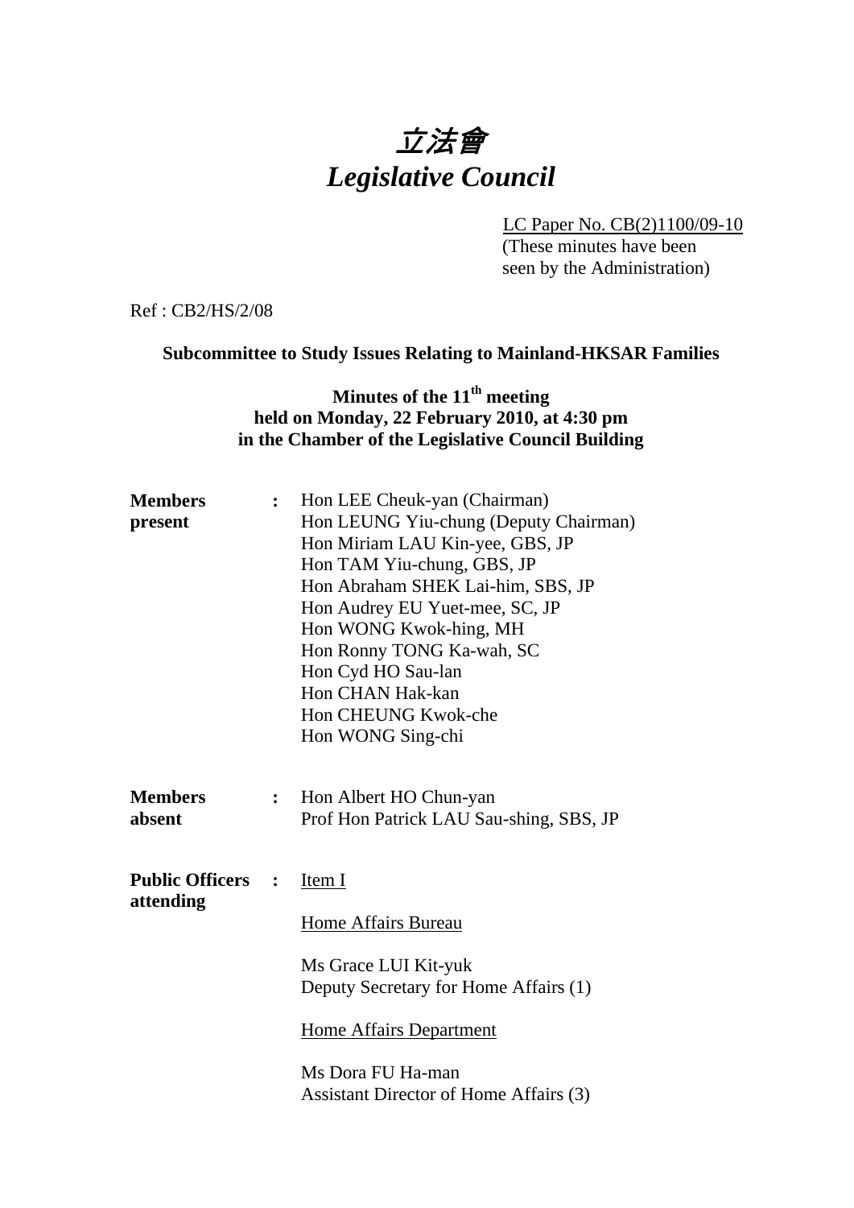# *立法會*
# *Legislative Council*

LC Paper No. CB(2)1100/09-10
(These minutes have been seen by the Administration)

Ref : CB2/HS/2/08

**Subcommittee to Study Issues Relating to Mainland-HKSAR Families**

**Minutes of the 11th meeting held on Monday, 22 February 2010, at 4:30 pm in the Chamber of the Legislative Council Building**

**Members present** : Hon LEE Cheuk-yan (Chairman)
Hon LEUNG Yiu-chung (Deputy Chairman)
Hon Miriam LAU Kin-yee, GBS, JP
Hon TAM Yiu-chung, GBS, JP
Hon Abraham SHEK Lai-him, SBS, JP
Hon Audrey EU Yuet-mee, SC, JP
Hon WONG Kwok-hing, MH
Hon Ronny TONG Ka-wah, SC
Hon Cyd HO Sau-lan
Hon CHAN Hak-kan
Hon CHEUNG Kwok-che
Hon WONG Sing-chi

**Members absent** : Hon Albert HO Chun-yan
Prof Hon Patrick LAU Sau-shing, SBS, JP

**Public Officers attending** : Item I

Home Affairs Bureau

Ms Grace LUI Kit-yuk
Deputy Secretary for Home Affairs (1)

Home Affairs Department

Ms Dora FU Ha-man
Assistant Director of Home Affairs (3)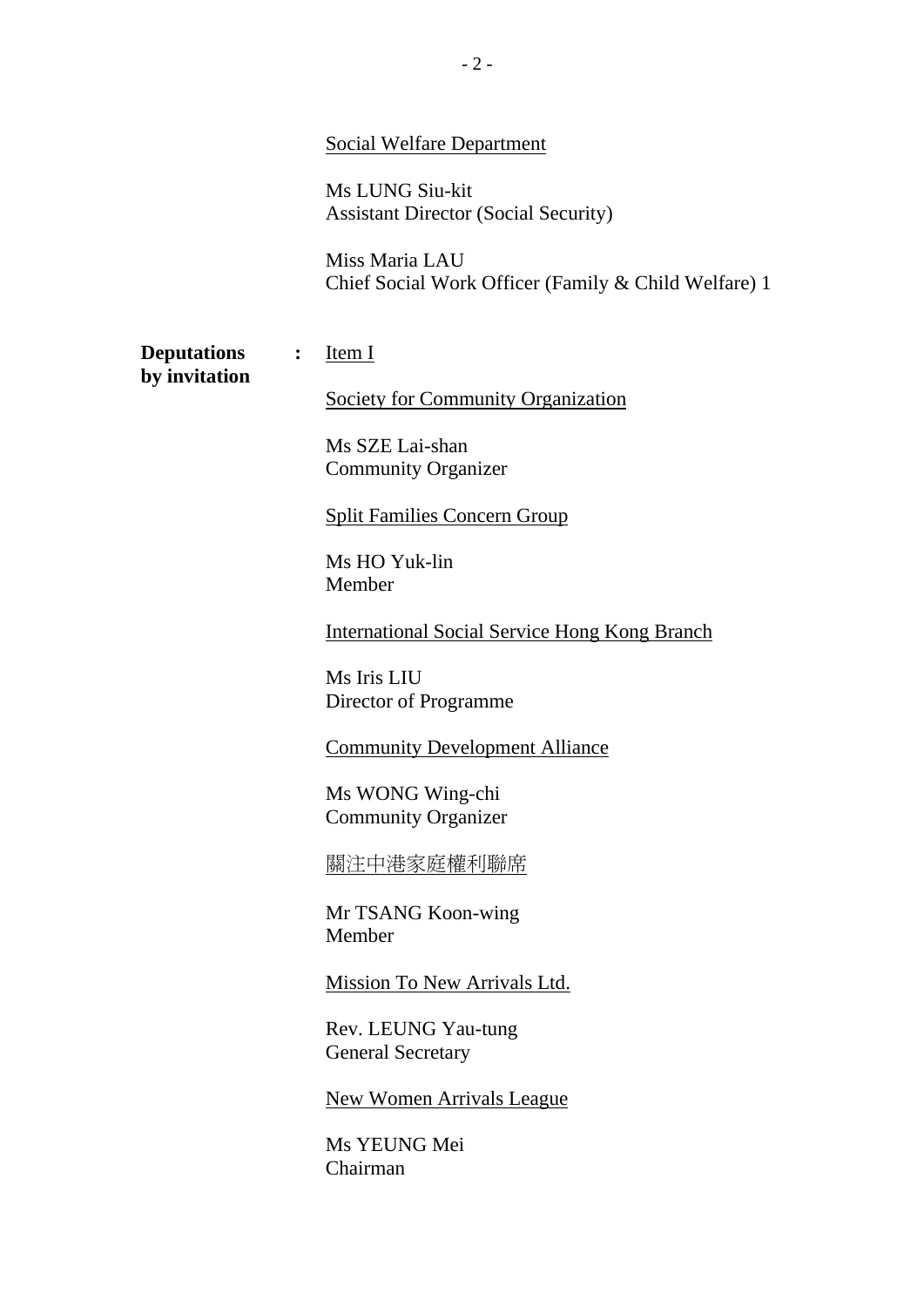Social Welfare Department

Ms LUNG Siu-kit
Assistant Director (Social Security)

Miss Maria LAU
Chief Social Work Officer (Family & Child Welfare) 1

**Deputations by invitation** : Item I

Society for Community Organization

Ms SZE Lai-shan
Community Organizer

Split Families Concern Group

Ms HO Yuk-lin
Member

International Social Service Hong Kong Branch

Ms Iris LIU
Director of Programme

Community Development Alliance

Ms WONG Wing-chi
Community Organizer

關注中港家庭權利聯席

Mr TSANG Koon-wing
Member

Mission To New Arrivals Ltd.

Rev. LEUNG Yau-tung
General Secretary

New Women Arrivals League

Ms YEUNG Mei
Chairman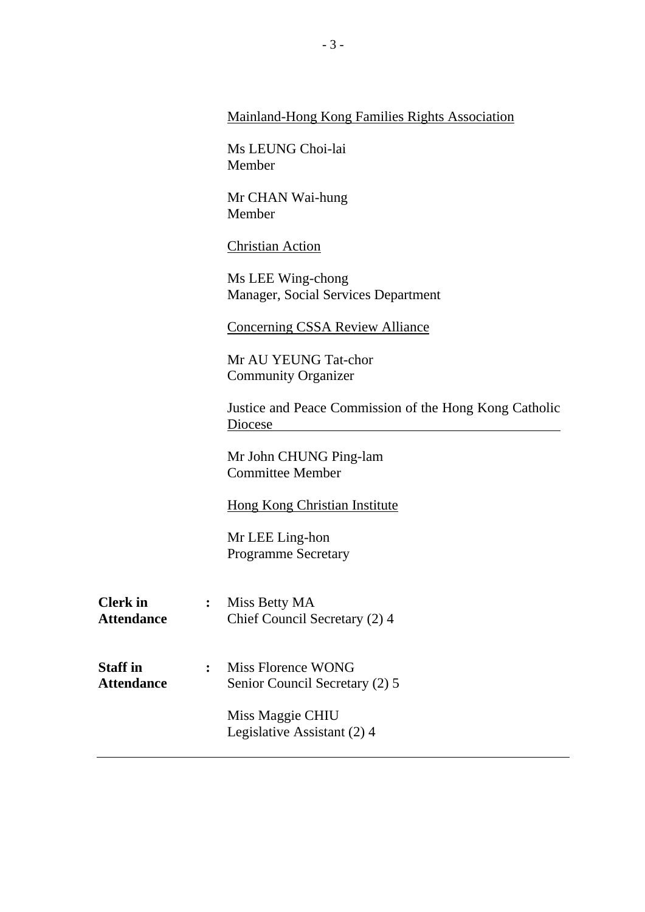<u>Mainland-Hong Kong Families Rights Association</u>

Ms LEUNG Choi-lai
Member

Mr CHAN Wai-hung
Member

<u>Christian Action</u>

Ms LEE Wing-chong
Manager, Social Services Department

<u>Concerning CSSA Review Alliance</u>

Mr AU YEUNG Tat-chor
Community Organizer

<u>Justice and Peace Commission of the Hong Kong Catholic Diocese</u>

Mr John CHUNG Ping-lam
Committee Member

<u>Hong Kong Christian Institute</u>

Mr LEE Ling-hon
Programme Secretary

**Clerk in Attendance** : Miss Betty MA
Chief Council Secretary (2) 4

**Staff in Attendance** : Miss Florence WONG
Senior Council Secretary (2) 5

Miss Maggie CHIU
Legislative Assistant (2) 4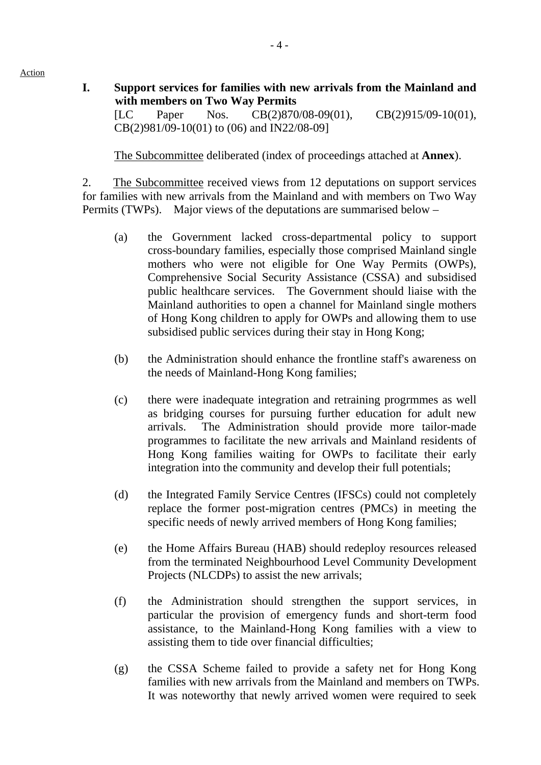Action

## I. Support services for families with new arrivals from the Mainland and with members on Two Way Permits

[LC Paper Nos. CB(2)870/08-09(01), CB(2)915/09-10(01), CB(2)981/09-10(01) to (06) and IN22/08-09]

The Subcommittee deliberated (index of proceedings attached at **Annex**).

2. The Subcommittee received views from 12 deputations on support services for families with new arrivals from the Mainland and with members on Two Way Permits (TWPs). Major views of the deputations are summarised below –

(a) the Government lacked cross-departmental policy to support cross-boundary families, especially those comprised Mainland single mothers who were not eligible for One Way Permits (OWPs), Comprehensive Social Security Assistance (CSSA) and subsidised public healthcare services. The Government should liaise with the Mainland authorities to open a channel for Mainland single mothers of Hong Kong children to apply for OWPs and allowing them to use subsidised public services during their stay in Hong Kong;

(b) the Administration should enhance the frontline staff's awareness on the needs of Mainland-Hong Kong families;

(c) there were inadequate integration and retraining progrmmes as well as bridging courses for pursuing further education for adult new arrivals. The Administration should provide more tailor-made programmes to facilitate the new arrivals and Mainland residents of Hong Kong families waiting for OWPs to facilitate their early integration into the community and develop their full potentials;

(d) the Integrated Family Service Centres (IFSCs) could not completely replace the former post-migration centres (PMCs) in meeting the specific needs of newly arrived members of Hong Kong families;

(e) the Home Affairs Bureau (HAB) should redeploy resources released from the terminated Neighbourhood Level Community Development Projects (NLCDPs) to assist the new arrivals;

(f) the Administration should strengthen the support services, in particular the provision of emergency funds and short-term food assistance, to the Mainland-Hong Kong families with a view to assisting them to tide over financial difficulties;

(g) the CSSA Scheme failed to provide a safety net for Hong Kong families with new arrivals from the Mainland and members on TWPs. It was noteworthy that newly arrived women were required to seek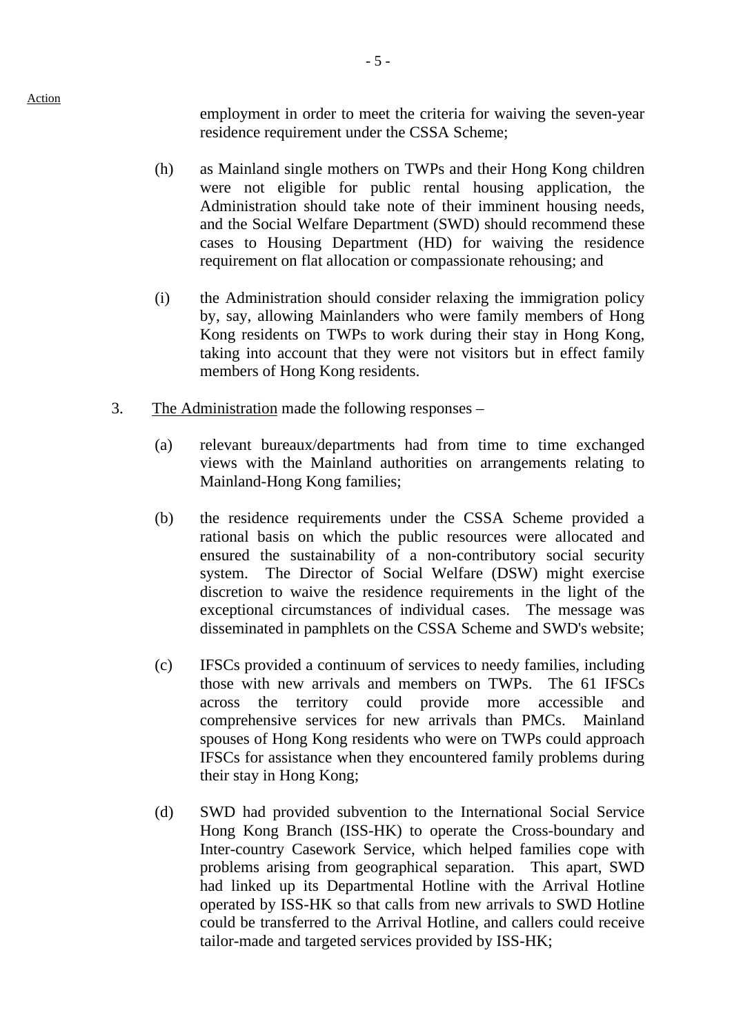Action

employment in order to meet the criteria for waiving the seven-year residence requirement under the CSSA Scheme;

(h) as Mainland single mothers on TWPs and their Hong Kong children were not eligible for public rental housing application, the Administration should take note of their imminent housing needs, and the Social Welfare Department (SWD) should recommend these cases to Housing Department (HD) for waiving the residence requirement on flat allocation or compassionate rehousing; and

(i) the Administration should consider relaxing the immigration policy by, say, allowing Mainlanders who were family members of Hong Kong residents on TWPs to work during their stay in Hong Kong, taking into account that they were not visitors but in effect family members of Hong Kong residents.

3. The Administration made the following responses –

(a) relevant bureaux/departments had from time to time exchanged views with the Mainland authorities on arrangements relating to Mainland-Hong Kong families;

(b) the residence requirements under the CSSA Scheme provided a rational basis on which the public resources were allocated and ensured the sustainability of a non-contributory social security system. The Director of Social Welfare (DSW) might exercise discretion to waive the residence requirements in the light of the exceptional circumstances of individual cases. The message was disseminated in pamphlets on the CSSA Scheme and SWD's website;

(c) IFSCs provided a continuum of services to needy families, including those with new arrivals and members on TWPs. The 61 IFSCs across the territory could provide more accessible and comprehensive services for new arrivals than PMCs. Mainland spouses of Hong Kong residents who were on TWPs could approach IFSCs for assistance when they encountered family problems during their stay in Hong Kong;

(d) SWD had provided subvention to the International Social Service Hong Kong Branch (ISS-HK) to operate the Cross-boundary and Inter-country Casework Service, which helped families cope with problems arising from geographical separation. This apart, SWD had linked up its Departmental Hotline with the Arrival Hotline operated by ISS-HK so that calls from new arrivals to SWD Hotline could be transferred to the Arrival Hotline, and callers could receive tailor-made and targeted services provided by ISS-HK;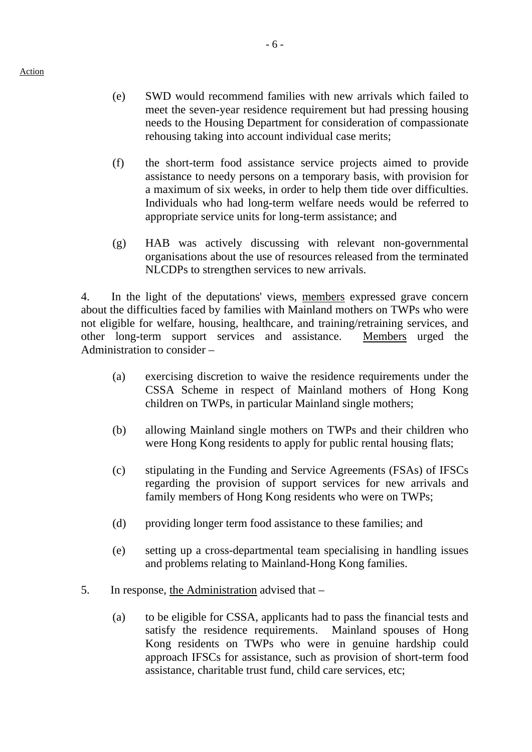Action

(e) SWD would recommend families with new arrivals which failed to meet the seven-year residence requirement but had pressing housing needs to the Housing Department for consideration of compassionate rehousing taking into account individual case merits;

(f) the short-term food assistance service projects aimed to provide assistance to needy persons on a temporary basis, with provision for a maximum of six weeks, in order to help them tide over difficulties. Individuals who had long-term welfare needs would be referred to appropriate service units for long-term assistance; and

(g) HAB was actively discussing with relevant non-governmental organisations about the use of resources released from the terminated NLCDPs to strengthen services to new arrivals.

4. In the light of the deputations' views, <u>members</u> expressed grave concern about the difficulties faced by families with Mainland mothers on TWPs who were not eligible for welfare, housing, healthcare, and training/retraining services, and other long-term support services and assistance. <u>Members</u> urged the Administration to consider –

(a) exercising discretion to waive the residence requirements under the CSSA Scheme in respect of Mainland mothers of Hong Kong children on TWPs, in particular Mainland single mothers;

(b) allowing Mainland single mothers on TWPs and their children who were Hong Kong residents to apply for public rental housing flats;

(c) stipulating in the Funding and Service Agreements (FSAs) of IFSCs regarding the provision of support services for new arrivals and family members of Hong Kong residents who were on TWPs;

(d) providing longer term food assistance to these families; and

(e) setting up a cross-departmental team specialising in handling issues and problems relating to Mainland-Hong Kong families.

5. In response, <u>the Administration</u> advised that –

(a) to be eligible for CSSA, applicants had to pass the financial tests and satisfy the residence requirements. Mainland spouses of Hong Kong residents on TWPs who were in genuine hardship could approach IFSCs for assistance, such as provision of short-term food assistance, charitable trust fund, child care services, etc;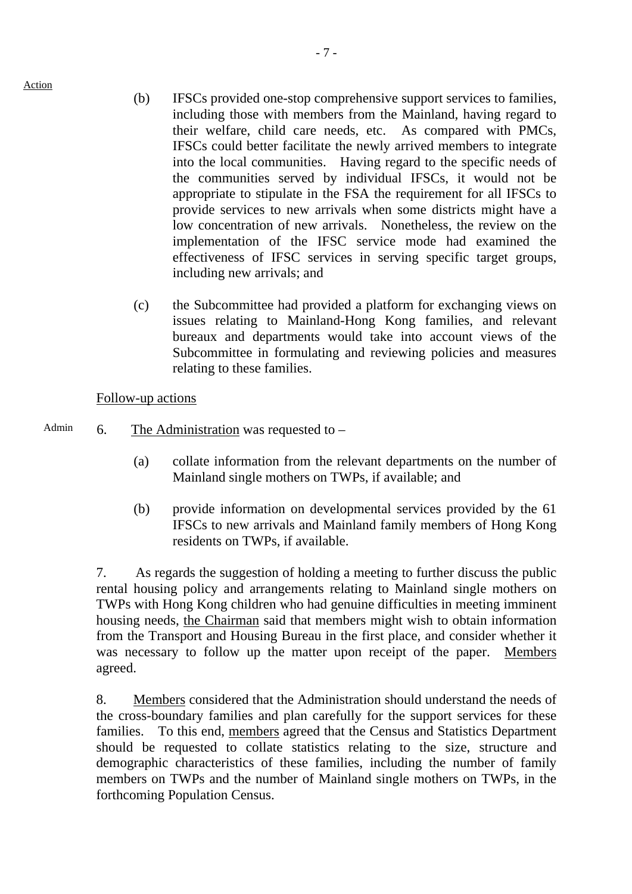(b) IFSCs provided one-stop comprehensive support services to families, including those with members from the Mainland, having regard to their welfare, child care needs, etc. As compared with PMCs, IFSCs could better facilitate the newly arrived members to integrate into the local communities. Having regard to the specific needs of the communities served by individual IFSCs, it would not be appropriate to stipulate in the FSA the requirement for all IFSCs to provide services to new arrivals when some districts might have a low concentration of new arrivals. Nonetheless, the review on the implementation of the IFSC service mode had examined the effectiveness of IFSC services in serving specific target groups, including new arrivals; and

(c) the Subcommittee had provided a platform for exchanging views on issues relating to Mainland-Hong Kong families, and relevant bureaux and departments would take into account views of the Subcommittee in formulating and reviewing policies and measures relating to these families.

Follow-up actions

Admin

6. The Administration was requested to –

(a) collate information from the relevant departments on the number of Mainland single mothers on TWPs, if available; and

(b) provide information on developmental services provided by the 61 IFSCs to new arrivals and Mainland family members of Hong Kong residents on TWPs, if available.

7. As regards the suggestion of holding a meeting to further discuss the public rental housing policy and arrangements relating to Mainland single mothers on TWPs with Hong Kong children who had genuine difficulties in meeting imminent housing needs, the Chairman said that members might wish to obtain information from the Transport and Housing Bureau in the first place, and consider whether it was necessary to follow up the matter upon receipt of the paper. Members agreed.

8. Members considered that the Administration should understand the needs of the cross-boundary families and plan carefully for the support services for these families. To this end, members agreed that the Census and Statistics Department should be requested to collate statistics relating to the size, structure and demographic characteristics of these families, including the number of family members on TWPs and the number of Mainland single mothers on TWPs, in the forthcoming Population Census.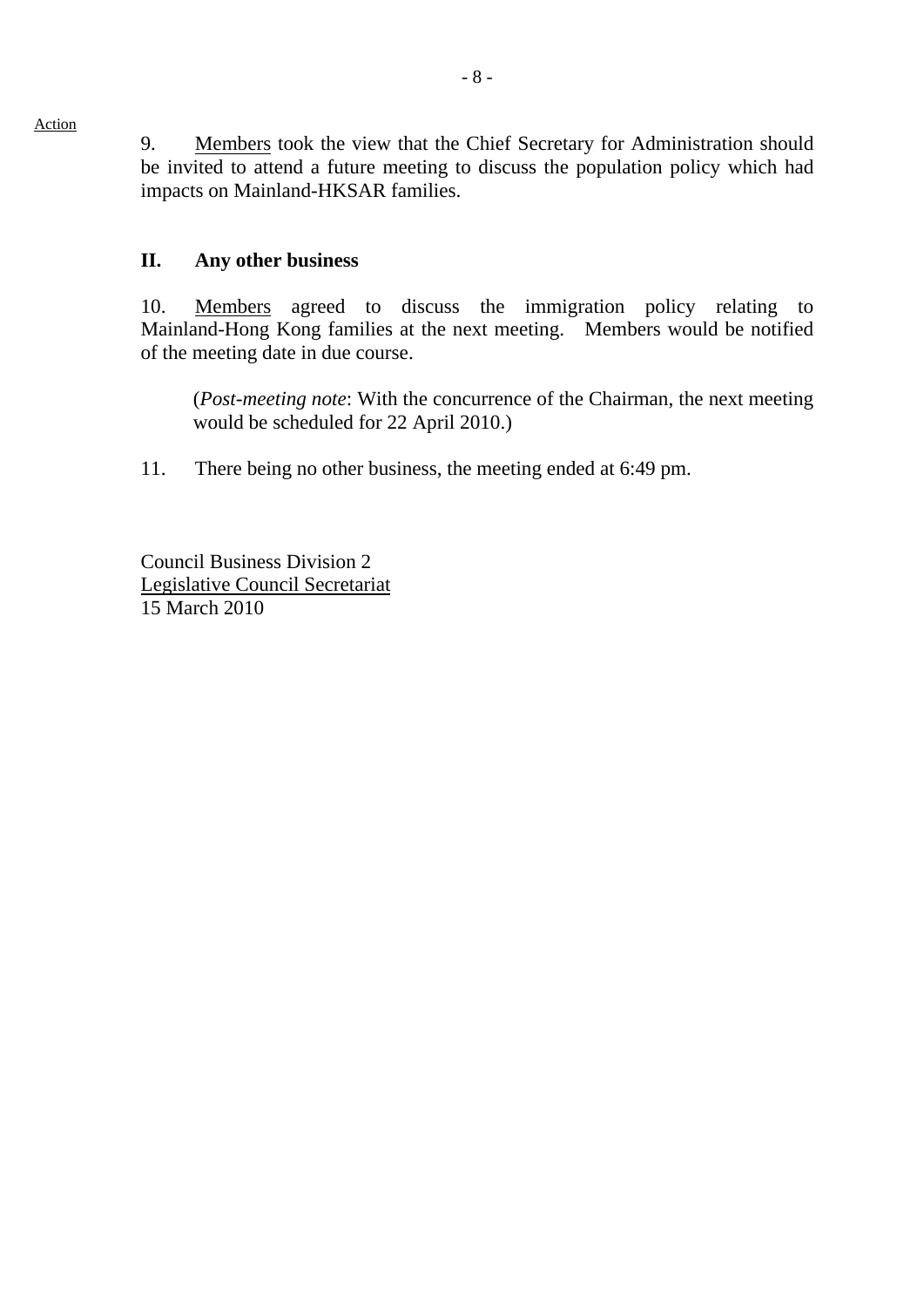Action

9. Members took the view that the Chief Secretary for Administration should be invited to attend a future meeting to discuss the population policy which had impacts on Mainland-HKSAR families.

## II. Any other business

10. Members agreed to discuss the immigration policy relating to Mainland-Hong Kong families at the next meeting. Members would be notified of the meeting date in due course.

(*Post-meeting note*: With the concurrence of the Chairman, the next meeting would be scheduled for 22 April 2010.)

11. There being no other business, the meeting ended at 6:49 pm.

Council Business Division 2
Legislative Council Secretariat
15 March 2010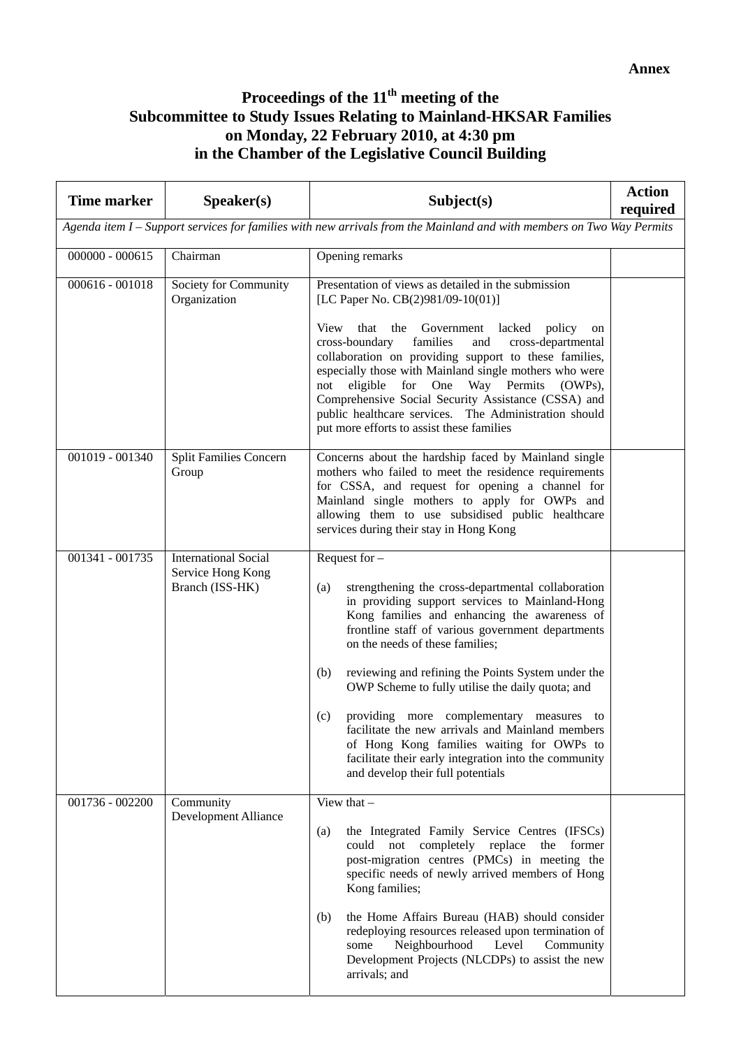**Annex**

# Proceedings of the 11th meeting of the Subcommittee to Study Issues Relating to Mainland-HKSAR Families on Monday, 22 February 2010, at 4:30 pm in the Chamber of the Legislative Council Building

| Time marker | Speaker(s) | Subject(s) | Action required |
|---|---|---|---|
| *Agenda item I – Support services for families with new arrivals from the Mainland and with members on Two Way Permits* | | | |
| 000000 - 000615 | Chairman | Opening remarks | |
| 000616 - 001018 | Society for Community Organization | Presentation of views as detailed in the submission [LC Paper No. CB(2)981/09-10(01)]<br><br>View that the Government lacked policy on cross-boundary families and cross-departmental collaboration on providing support to these families, especially those with Mainland single mothers who were not eligible for One Way Permits (OWPs), Comprehensive Social Security Assistance (CSSA) and public healthcare services. The Administration should put more efforts to assist these families | |
| 001019 - 001340 | Split Families Concern Group | Concerns about the hardship faced by Mainland single mothers who failed to meet the residence requirements for CSSA, and request for opening a channel for Mainland single mothers to apply for OWPs and allowing them to use subsidised public healthcare services during their stay in Hong Kong | |
| 001341 - 001735 | International Social Service Hong Kong Branch (ISS-HK) | Request for –<br><br>(a) strengthening the cross-departmental collaboration in providing support services to Mainland-Hong Kong families and enhancing the awareness of frontline staff of various government departments on the needs of these families;<br><br>(b) reviewing and refining the Points System under the OWP Scheme to fully utilise the daily quota; and<br><br>(c) providing more complementary measures to facilitate the new arrivals and Mainland members of Hong Kong families waiting for OWPs to facilitate their early integration into the community and develop their full potentials | |
| 001736 - 002200 | Community Development Alliance | View that –<br><br>(a) the Integrated Family Service Centres (IFSCs) could not completely replace the former post-migration centres (PMCs) in meeting the specific needs of newly arrived members of Hong Kong families;<br><br>(b) the Home Affairs Bureau (HAB) should consider redeploying resources released upon termination of some Neighbourhood Level Community Development Projects (NLCDPs) to assist the new arrivals; and | |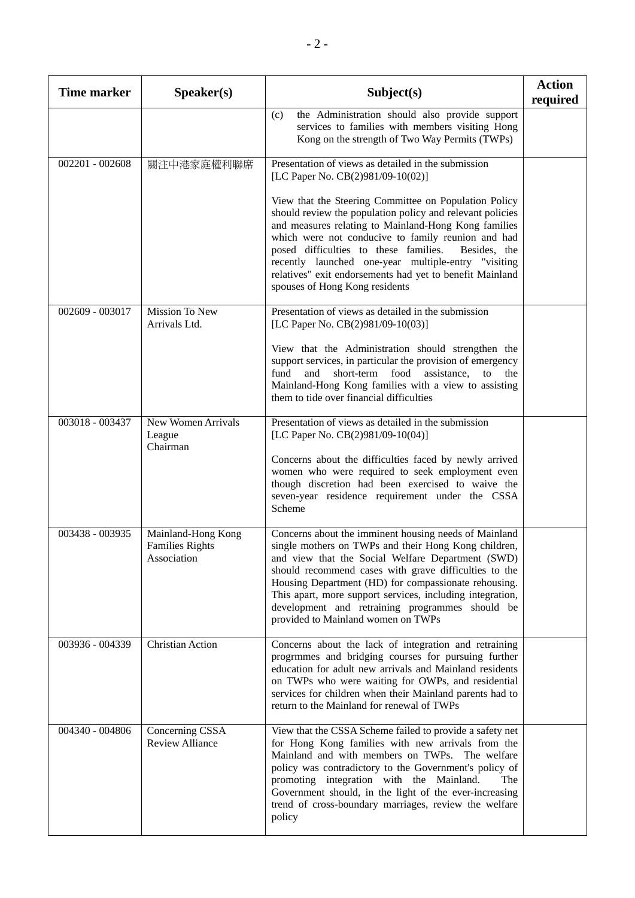| Time marker | Speaker(s) | Subject(s) | Action required |
|---|---|---|---|
| | | (c) the Administration should also provide support services to families with members visiting Hong Kong on the strength of Two Way Permits (TWPs) | |
| 002201 - 002608 | 關注中港家庭權利聯席 | Presentation of views as detailed in the submission [LC Paper No. CB(2)981/09-10(02)]<br><br>View that the Steering Committee on Population Policy should review the population policy and relevant policies and measures relating to Mainland-Hong Kong families which were not conducive to family reunion and had posed difficulties to these families. Besides, the recently launched one-year multiple-entry "visiting relatives" exit endorsements had yet to benefit Mainland spouses of Hong Kong residents | |
| 002609 - 003017 | Mission To New Arrivals Ltd. | Presentation of views as detailed in the submission [LC Paper No. CB(2)981/09-10(03)]<br><br>View that the Administration should strengthen the support services, in particular the provision of emergency fund and short-term food assistance, to the Mainland-Hong Kong families with a view to assisting them to tide over financial difficulties | |
| 003018 - 003437 | New Women Arrivals League Chairman | Presentation of views as detailed in the submission [LC Paper No. CB(2)981/09-10(04)]<br><br>Concerns about the difficulties faced by newly arrived women who were required to seek employment even though discretion had been exercised to waive the seven-year residence requirement under the CSSA Scheme | |
| 003438 - 003935 | Mainland-Hong Kong Families Rights Association | Concerns about the imminent housing needs of Mainland single mothers on TWPs and their Hong Kong children, and view that the Social Welfare Department (SWD) should recommend cases with grave difficulties to the Housing Department (HD) for compassionate rehousing. This apart, more support services, including integration, development and retraining programmes should be provided to Mainland women on TWPs | |
| 003936 - 004339 | Christian Action | Concerns about the lack of integration and retraining progrmmes and bridging courses for pursuing further education for adult new arrivals and Mainland residents on TWPs who were waiting for OWPs, and residential services for children when their Mainland parents had to return to the Mainland for renewal of TWPs | |
| 004340 - 004806 | Concerning CSSA Review Alliance | View that the CSSA Scheme failed to provide a safety net for Hong Kong families with new arrivals from the Mainland and with members on TWPs. The welfare policy was contradictory to the Government's policy of promoting integration with the Mainland. The Government should, in the light of the ever-increasing trend of cross-boundary marriages, review the welfare policy | |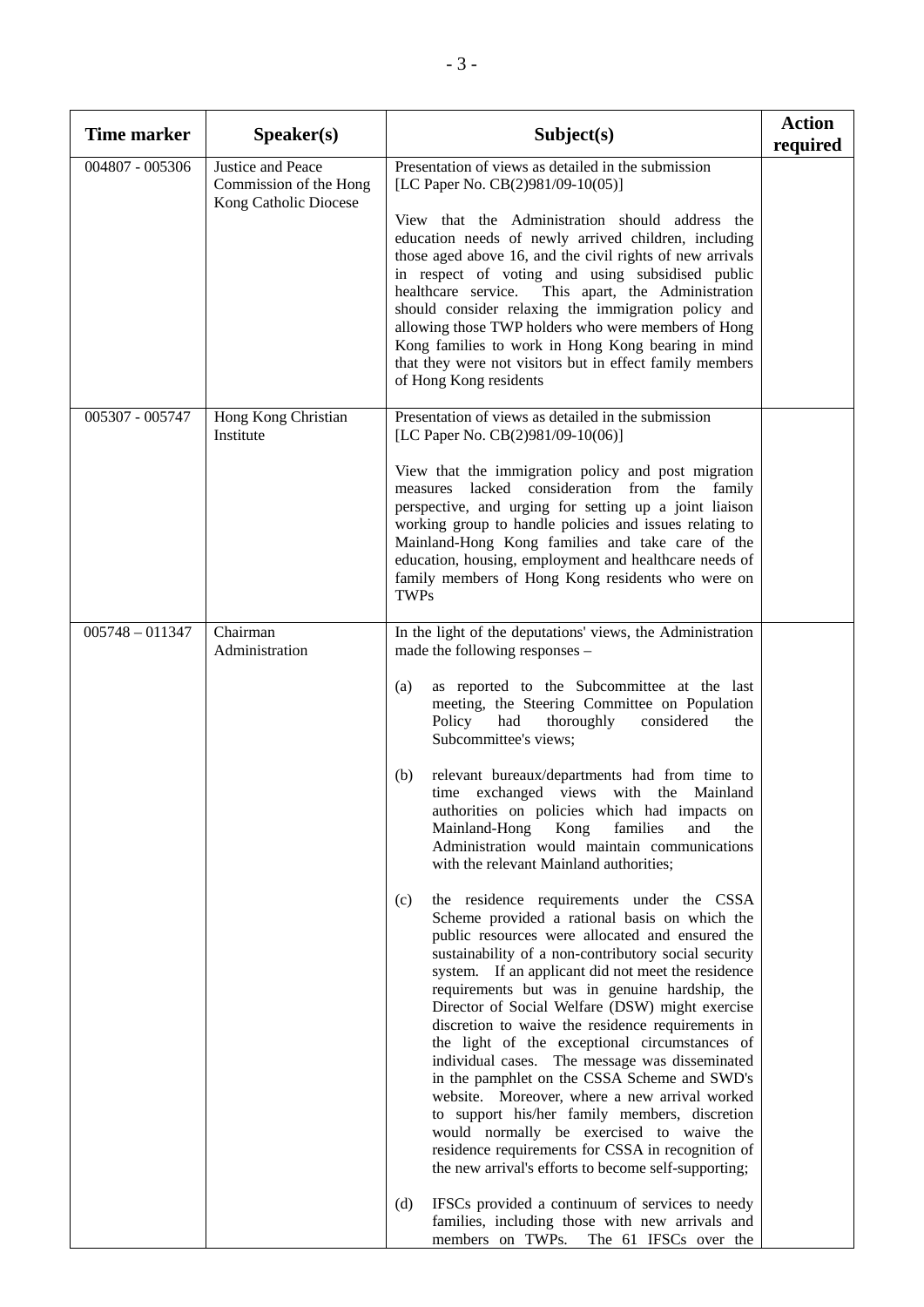| Time marker | Speaker(s) | Subject(s) | Action required |
|---|---|---|---|
| 004807 - 005306 | Justice and Peace Commission of the Hong Kong Catholic Diocese | Presentation of views as detailed in the submission [LC Paper No. CB(2)981/09-10(05)]<br><br>View that the Administration should address the education needs of newly arrived children, including those aged above 16, and the civil rights of new arrivals in respect of voting and using subsidised public healthcare service. This apart, the Administration should consider relaxing the immigration policy and allowing those TWP holders who were members of Hong Kong families to work in Hong Kong bearing in mind that they were not visitors but in effect family members of Hong Kong residents | |
| 005307 - 005747 | Hong Kong Christian Institute | Presentation of views as detailed in the submission [LC Paper No. CB(2)981/09-10(06)]<br><br>View that the immigration policy and post migration measures lacked consideration from the family perspective, and urging for setting up a joint liaison working group to handle policies and issues relating to Mainland-Hong Kong families and take care of the education, housing, employment and healthcare needs of family members of Hong Kong residents who were on TWPs | |
| 005748 – 011347 | Chairman<br>Administration | In the light of the deputations' views, the Administration made the following responses –<br><br>(a) as reported to the Subcommittee at the last meeting, the Steering Committee on Population Policy had thoroughly considered the Subcommittee's views;<br><br>(b) relevant bureaux/departments had from time to time exchanged views with the Mainland authorities on policies which had impacts on Mainland-Hong Kong families and the Administration would maintain communications with the relevant Mainland authorities;<br><br>(c) the residence requirements under the CSSA Scheme provided a rational basis on which the public resources were allocated and ensured the sustainability of a non-contributory social security system. If an applicant did not meet the residence requirements but was in genuine hardship, the Director of Social Welfare (DSW) might exercise discretion to waive the residence requirements in the light of the exceptional circumstances of individual cases. The message was disseminated in the pamphlet on the CSSA Scheme and SWD's website. Moreover, where a new arrival worked to support his/her family members, discretion would normally be exercised to waive the residence requirements for CSSA in recognition of the new arrival's efforts to become self-supporting;<br><br>(d) IFSCs provided a continuum of services to needy families, including those with new arrivals and members on TWPs. The 61 IFSCs over the | |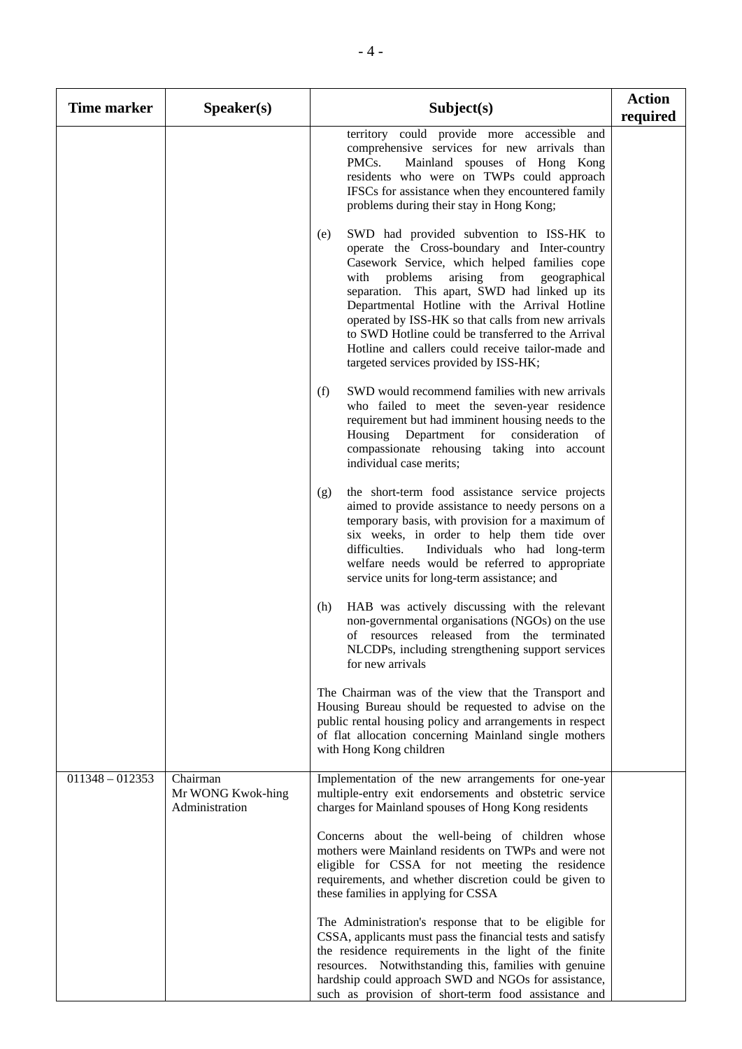| Time marker | Speaker(s) | Subject(s) | Action required |
|---|---|---|---|
| | | territory could provide more accessible and comprehensive services for new arrivals than PMCs. Mainland spouses of Hong Kong residents who were on TWPs could approach IFSCs for assistance when they encountered family problems during their stay in Hong Kong;<br><br>(e) SWD had provided subvention to ISS-HK to operate the Cross-boundary and Inter-country Casework Service, which helped families cope with problems arising from geographical separation. This apart, SWD had linked up its Departmental Hotline with the Arrival Hotline operated by ISS-HK so that calls from new arrivals to SWD Hotline could be transferred to the Arrival Hotline and callers could receive tailor-made and targeted services provided by ISS-HK;<br><br>(f) SWD would recommend families with new arrivals who failed to meet the seven-year residence requirement but had imminent housing needs to the Housing Department for consideration of compassionate rehousing taking into account individual case merits;<br><br>(g) the short-term food assistance service projects aimed to provide assistance to needy persons on a temporary basis, with provision for a maximum of six weeks, in order to help them tide over difficulties. Individuals who had long-term welfare needs would be referred to appropriate service units for long-term assistance; and<br><br>(h) HAB was actively discussing with the relevant non-governmental organisations (NGOs) on the use of resources released from the terminated NLCDPs, including strengthening support services for new arrivals<br><br>The Chairman was of the view that the Transport and Housing Bureau should be requested to advise on the public rental housing policy and arrangements in respect of flat allocation concerning Mainland single mothers with Hong Kong children | |
| 011348 – 012353 | Chairman<br>Mr WONG Kwok-hing<br>Administration | Implementation of the new arrangements for one-year multiple-entry exit endorsements and obstetric service charges for Mainland spouses of Hong Kong residents<br><br>Concerns about the well-being of children whose mothers were Mainland residents on TWPs and were not eligible for CSSA for not meeting the residence requirements, and whether discretion could be given to these families in applying for CSSA<br><br>The Administration's response that to be eligible for CSSA, applicants must pass the financial tests and satisfy the residence requirements in the light of the finite resources. Notwithstanding this, families with genuine hardship could approach SWD and NGOs for assistance, such as provision of short-term food assistance and | |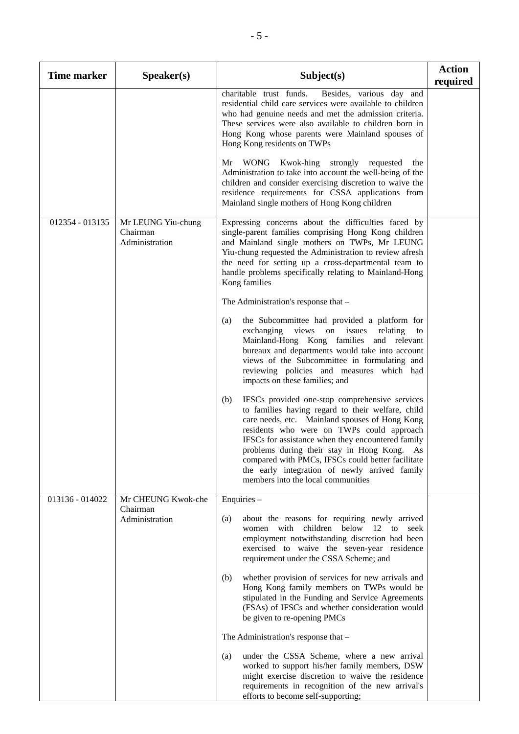| Time marker | Speaker(s) | Subject(s) | Action required |
|---|---|---|---|
| | | charitable trust funds. Besides, various day and residential child care services were available to children who had genuine needs and met the admission criteria. These services were also available to children born in Hong Kong whose parents were Mainland spouses of Hong Kong residents on TWPs<br><br>Mr WONG Kwok-hing strongly requested the Administration to take into account the well-being of the children and consider exercising discretion to waive the residence requirements for CSSA applications from Mainland single mothers of Hong Kong children | |
| 012354 - 013135 | Mr LEUNG Yiu-chung<br>Chairman<br>Administration | Expressing concerns about the difficulties faced by single-parent families comprising Hong Kong children and Mainland single mothers on TWPs, Mr LEUNG Yiu-chung requested the Administration to review afresh the need for setting up a cross-departmental team to handle problems specifically relating to Mainland-Hong Kong families<br><br>The Administration's response that –<br><br>(a) the Subcommittee had provided a platform for exchanging views on issues relating to Mainland-Hong Kong families and relevant bureaux and departments would take into account views of the Subcommittee in formulating and reviewing policies and measures which had impacts on these families; and<br><br>(b) IFSCs provided one-stop comprehensive services to families having regard to their welfare, child care needs, etc. Mainland spouses of Hong Kong residents who were on TWPs could approach IFSCs for assistance when they encountered family problems during their stay in Hong Kong. As compared with PMCs, IFSCs could better facilitate the early integration of newly arrived family members into the local communities | |
| 013136 - 014022 | Mr CHEUNG Kwok-che<br>Chairman<br>Administration | Enquiries –<br><br>(a) about the reasons for requiring newly arrived women with children below 12 to seek employment notwithstanding discretion had been exercised to waive the seven-year residence requirement under the CSSA Scheme; and<br><br>(b) whether provision of services for new arrivals and Hong Kong family members on TWPs would be stipulated in the Funding and Service Agreements (FSAs) of IFSCs and whether consideration would be given to re-opening PMCs<br><br>The Administration's response that –<br><br>(a) under the CSSA Scheme, where a new arrival worked to support his/her family members, DSW might exercise discretion to waive the residence requirements in recognition of the new arrival's efforts to become self-supporting; | |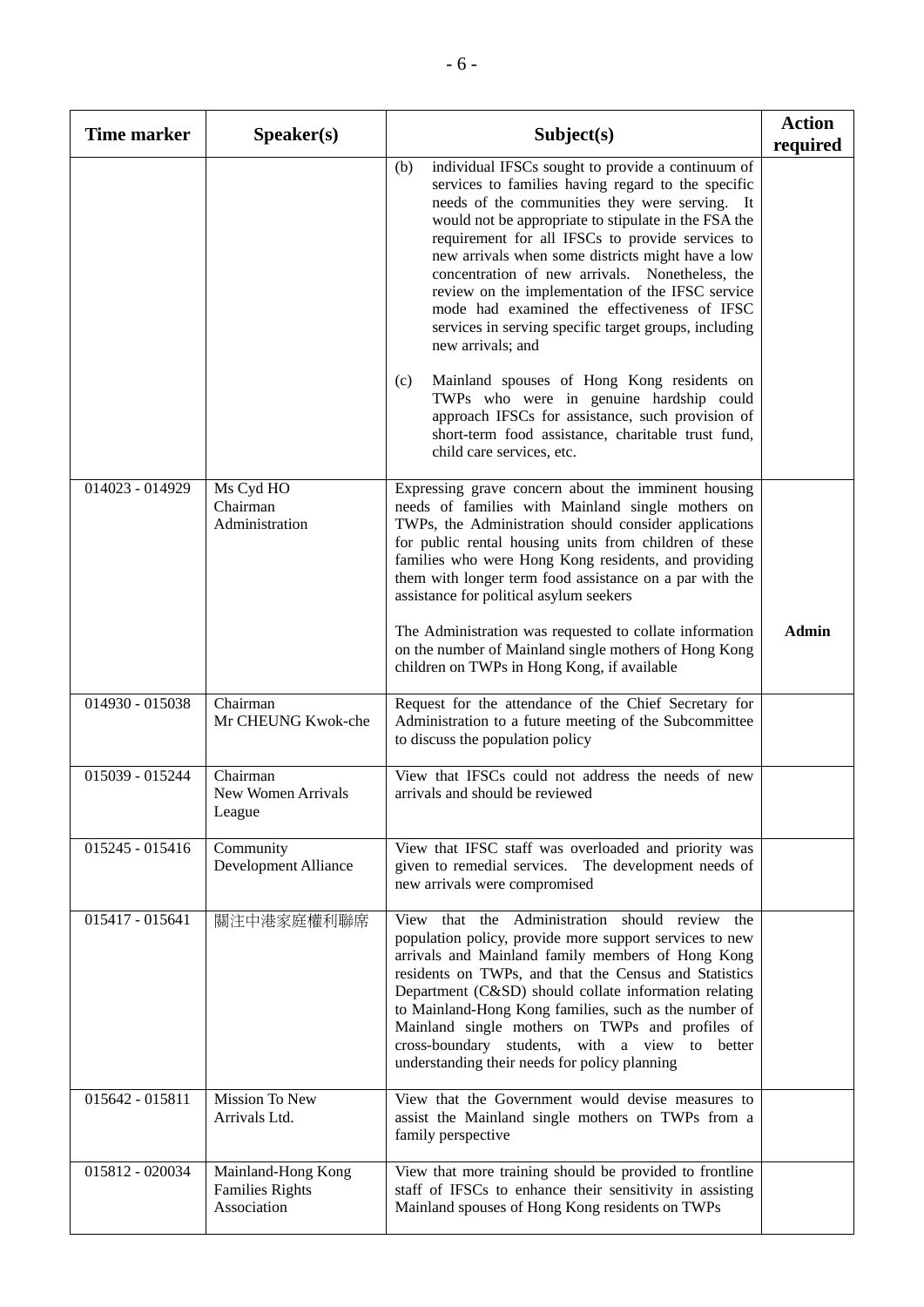| Time marker | Speaker(s) | Subject(s) | Action required |
|---|---|---|---|
| | | (b) individual IFSCs sought to provide a continuum of services to families having regard to the specific needs of the communities they were serving. It would not be appropriate to stipulate in the FSA the requirement for all IFSCs to provide services to new arrivals when some districts might have a low concentration of new arrivals. Nonetheless, the review on the implementation of the IFSC service mode had examined the effectiveness of IFSC services in serving specific target groups, including new arrivals; and<br><br>(c) Mainland spouses of Hong Kong residents on TWPs who were in genuine hardship could approach IFSCs for assistance, such provision of short-term food assistance, charitable trust fund, child care services, etc. | |
| 014023 - 014929 | Ms Cyd HO<br>Chairman<br>Administration | Expressing grave concern about the imminent housing needs of families with Mainland single mothers on TWPs, the Administration should consider applications for public rental housing units from children of these families who were Hong Kong residents, and providing them with longer term food assistance on a par with the assistance for political asylum seekers<br><br>The Administration was requested to collate information on the number of Mainland single mothers of Hong Kong children on TWPs in Hong Kong, if available | <br><br><br><br><br><br><br>**Admin** |
| 014930 - 015038 | Chairman<br>Mr CHEUNG Kwok-che | Request for the attendance of the Chief Secretary for Administration to a future meeting of the Subcommittee to discuss the population policy | |
| 015039 - 015244 | Chairman<br>New Women Arrivals League | View that IFSCs could not address the needs of new arrivals and should be reviewed | |
| 015245 - 015416 | Community Development Alliance | View that IFSC staff was overloaded and priority was given to remedial services. The development needs of new arrivals were compromised | |
| 015417 - 015641 | 關注中港家庭權利聯席 | View that the Administration should review the population policy, provide more support services to new arrivals and Mainland family members of Hong Kong residents on TWPs, and that the Census and Statistics Department (C&SD) should collate information relating to Mainland-Hong Kong families, such as the number of Mainland single mothers on TWPs and profiles of cross-boundary students, with a view to better understanding their needs for policy planning | |
| 015642 - 015811 | Mission To New Arrivals Ltd. | View that the Government would devise measures to assist the Mainland single mothers on TWPs from a family perspective | |
| 015812 - 020034 | Mainland-Hong Kong Families Rights Association | View that more training should be provided to frontline staff of IFSCs to enhance their sensitivity in assisting Mainland spouses of Hong Kong residents on TWPs | |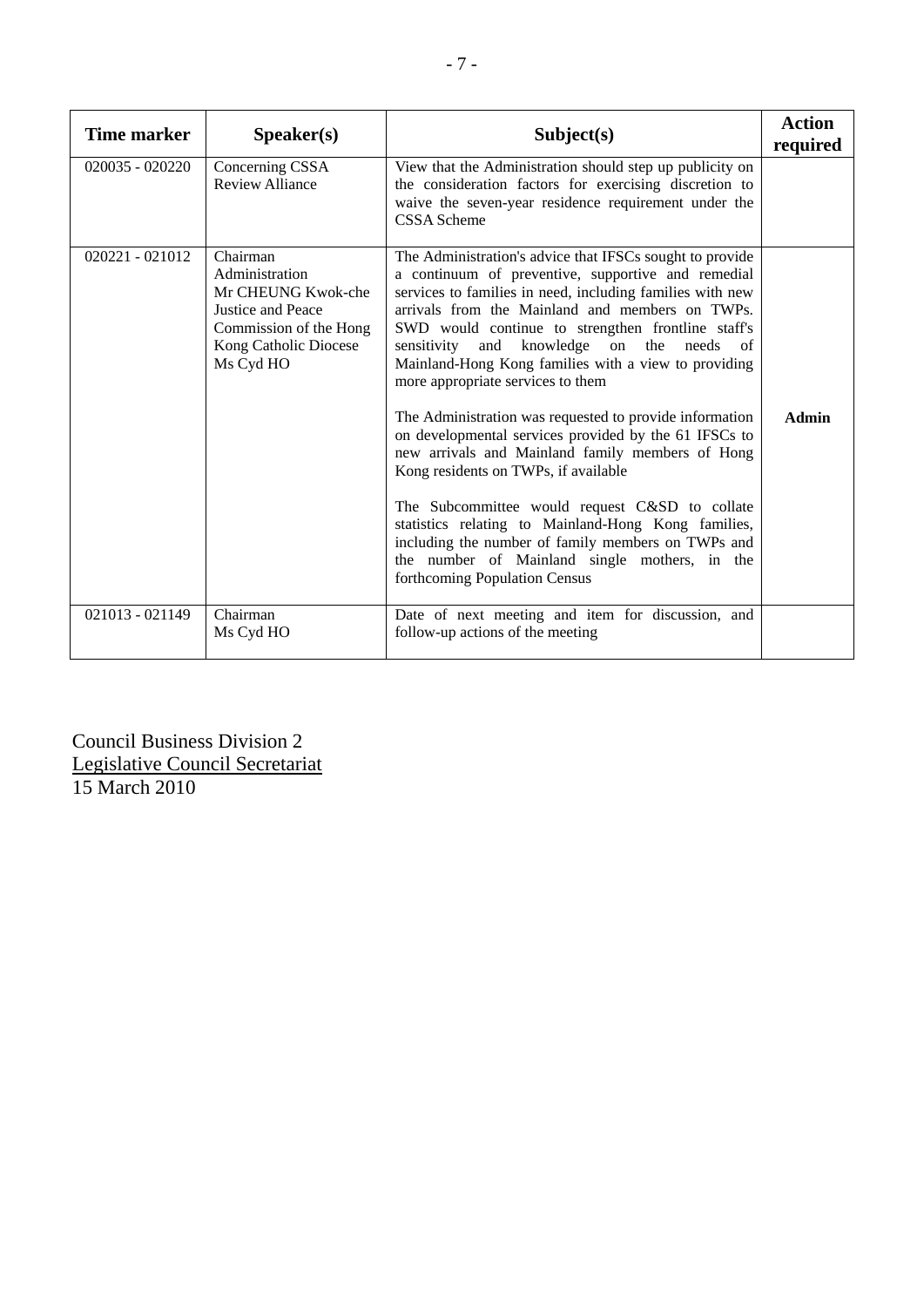| Time marker | Speaker(s) | Subject(s) | Action required |
|---|---|---|---|
| 020035 - 020220 | Concerning CSSA Review Alliance | View that the Administration should step up publicity on the consideration factors for exercising discretion to waive the seven-year residence requirement under the CSSA Scheme | |
| 020221 - 021012 | Chairman<br>Administration<br>Mr CHEUNG Kwok-che<br>Justice and Peace Commission of the Hong Kong Catholic Diocese<br>Ms Cyd HO | The Administration's advice that IFSCs sought to provide a continuum of preventive, supportive and remedial services to families in need, including families with new arrivals from the Mainland and members on TWPs. SWD would continue to strengthen frontline staff's sensitivity and knowledge on the needs of Mainland-Hong Kong families with a view to providing more appropriate services to them<br><br>The Administration was requested to provide information on developmental services provided by the 61 IFSCs to new arrivals and Mainland family members of Hong Kong residents on TWPs, if available<br><br>The Subcommittee would request C&SD to collate statistics relating to Mainland-Hong Kong families, including the number of family members on TWPs and the number of Mainland single mothers, in the forthcoming Population Census | **Admin** |
| 021013 - 021149 | Chairman<br>Ms Cyd HO | Date of next meeting and item for discussion, and follow-up actions of the meeting | |

Council Business Division 2
Legislative Council Secretariat
15 March 2010